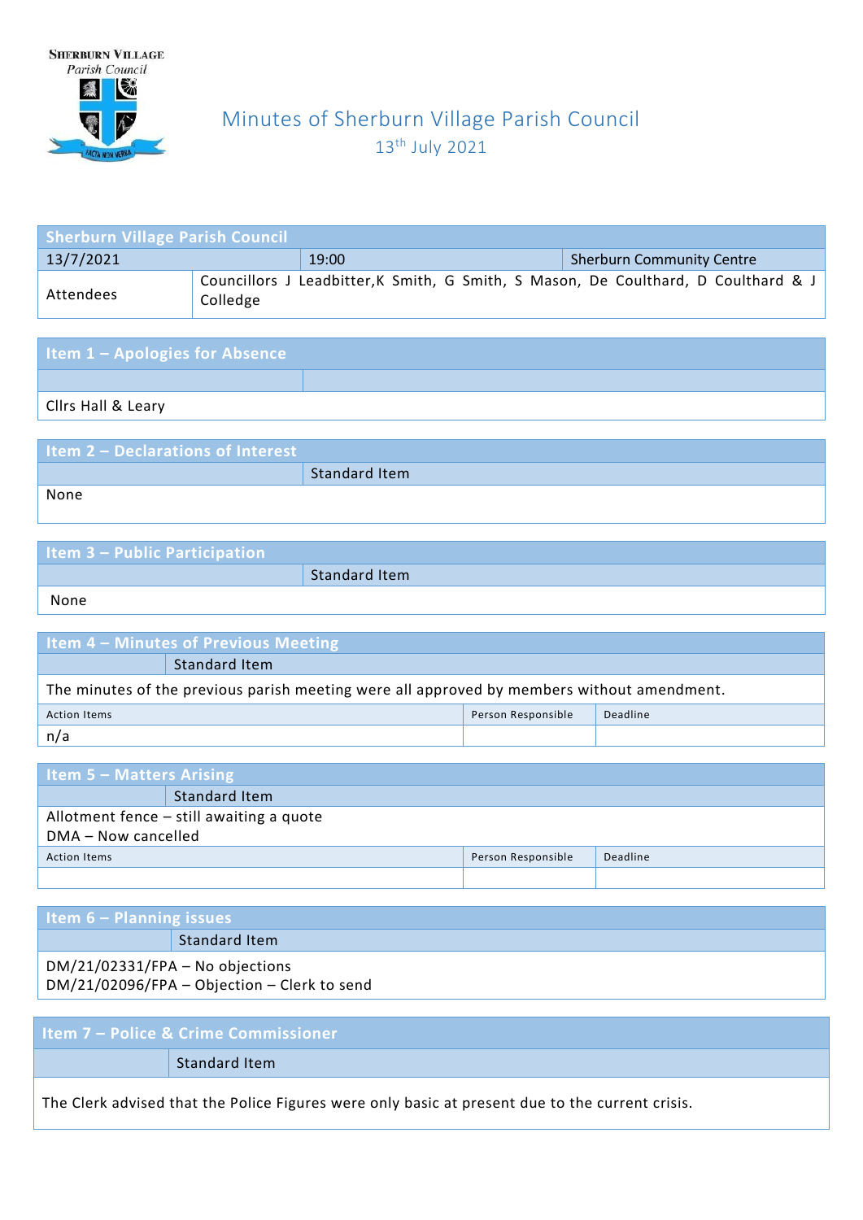SHERBURN VILLAGE
*Parish Council*

# Minutes of Sherburn Village Parish Council

13th July 2021

| Sherburn Village Parish Council | | |
|---|---|---|
| 13/7/2021 | 19:00 | Sherburn Community Centre |
| Attendees | Councillors J Leadbitter, K Smith, G Smith, S Mason, De Coulthard, D Coulthard & J Colledge | |

## Item 1 – Apologies for Absence

Cllrs Hall & Leary

## Item 2 – Declarations of Interest

Standard Item

None

## Item 3 – Public Participation

Standard Item

None

## Item 4 – Minutes of Previous Meeting

Standard Item

The minutes of the previous parish meeting were all approved by members without amendment.

| Action Items | Person Responsible | Deadline |
|---|---|---|
| n/a | | |

## Item 5 – Matters Arising

Standard Item

Allotment fence – still awaiting a quote
DMA – Now cancelled

| Action Items | Person Responsible | Deadline |
|---|---|---|
| | | |

## Item 6 – Planning issues

Standard Item

DM/21/02331/FPA – No objections
DM/21/02096/FPA – Objection – Clerk to send

## Item 7 – Police & Crime Commissioner

Standard Item

The Clerk advised that the Police Figures were only basic at present due to the current crisis.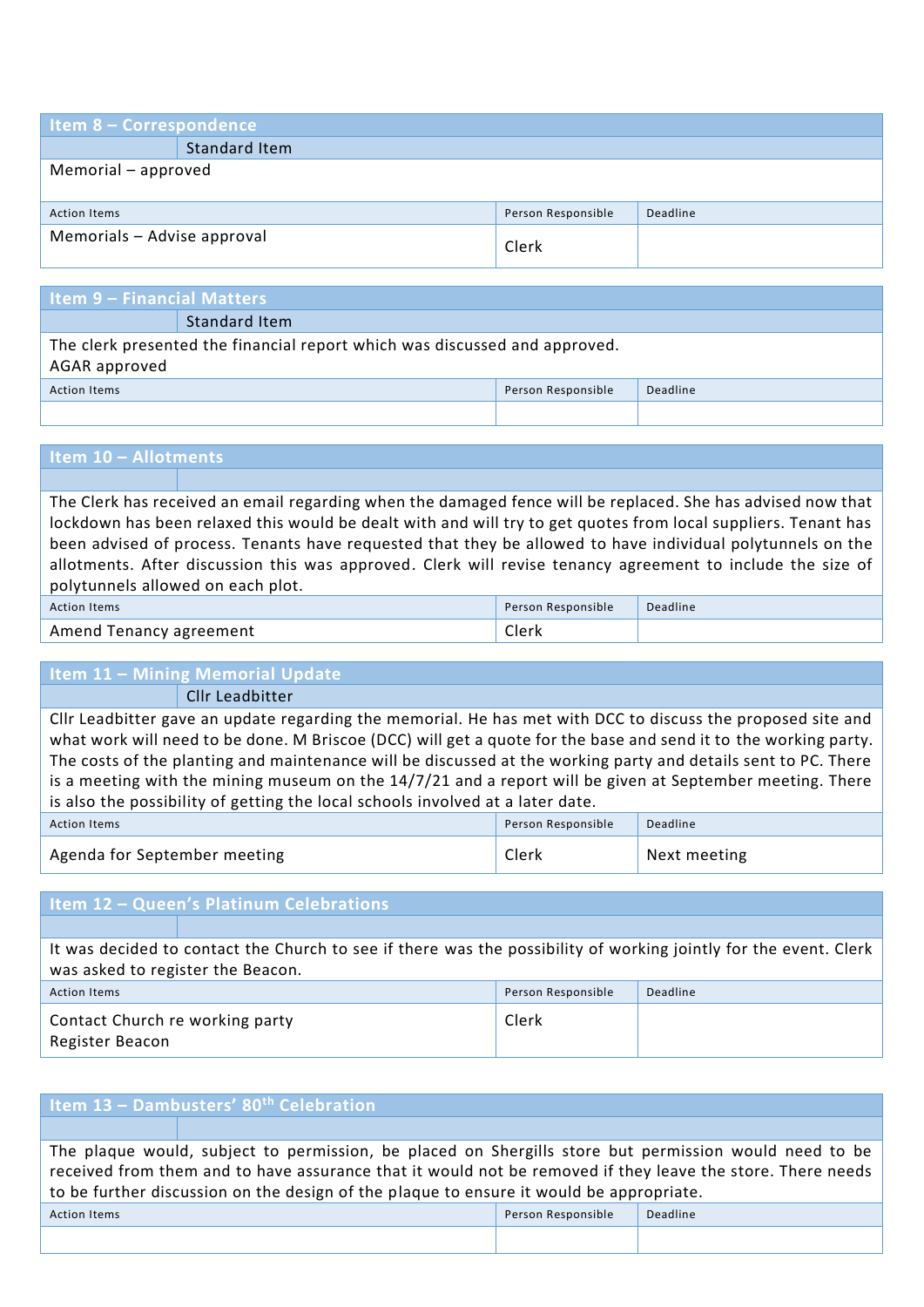## Item 8 – Correspondence

| | Standard Item |
|---|---|

Memorial – approved

| Action Items | Person Responsible | Deadline |
|---|---|---|
| Memorials – Advise approval | Clerk | |

## Item 9 – Financial Matters

| | Standard Item |
|---|---|

The clerk presented the financial report which was discussed and approved.
AGAR approved

| Action Items | Person Responsible | Deadline |
|---|---|---|
| | | |

## Item 10 – Allotments

The Clerk has received an email regarding when the damaged fence will be replaced. She has advised now that lockdown has been relaxed this would be dealt with and will try to get quotes from local suppliers. Tenant has been advised of process. Tenants have requested that they be allowed to have individual polytunnels on the allotments. After discussion this was approved. Clerk will revise tenancy agreement to include the size of polytunnels allowed on each plot.

| Action Items | Person Responsible | Deadline |
|---|---|---|
| Amend Tenancy agreement | Clerk | |

## Item 11 – Mining Memorial Update

| | Cllr Leadbitter |
|---|---|

Cllr Leadbitter gave an update regarding the memorial. He has met with DCC to discuss the proposed site and what work will need to be done. M Briscoe (DCC) will get a quote for the base and send it to the working party. The costs of the planting and maintenance will be discussed at the working party and details sent to PC. There is a meeting with the mining museum on the 14/7/21 and a report will be given at September meeting. There is also the possibility of getting the local schools involved at a later date.

| Action Items | Person Responsible | Deadline |
|---|---|---|
| Agenda for September meeting | Clerk | Next meeting |

## Item 12 – Queen's Platinum Celebrations

It was decided to contact the Church to see if there was the possibility of working jointly for the event. Clerk was asked to register the Beacon.

| Action Items | Person Responsible | Deadline |
|---|---|---|
| Contact Church re working party<br>Register Beacon | Clerk | |

## Item 13 – Dambusters' 80th Celebration

The plaque would, subject to permission, be placed on Shergills store but permission would need to be received from them and to have assurance that it would not be removed if they leave the store. There needs to be further discussion on the design of the plaque to ensure it would be appropriate.

| Action Items | Person Responsible | Deadline |
|---|---|---|
| | | |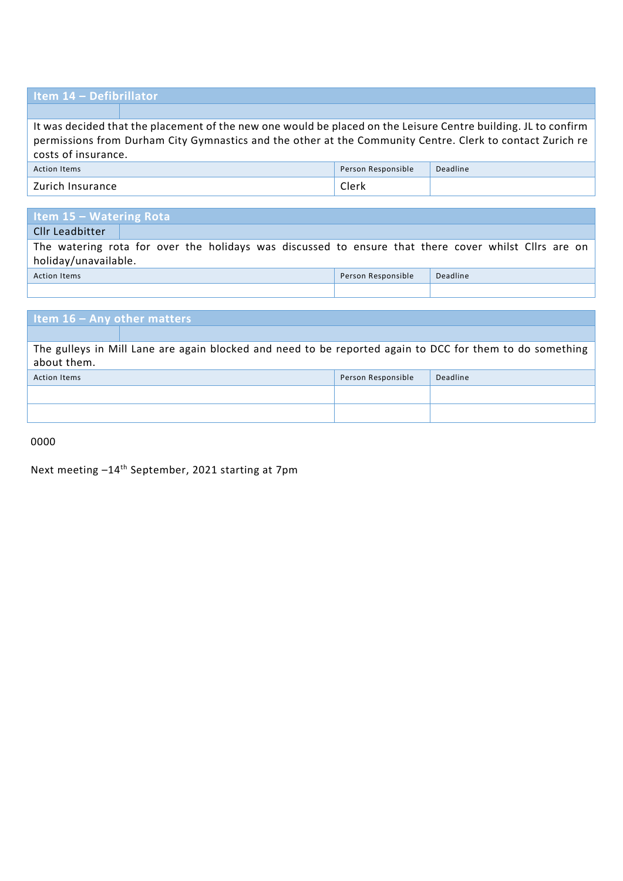## Item 14 – Defibrillator

It was decided that the placement of the new one would be placed on the Leisure Centre building. JL to confirm permissions from Durham City Gymnastics and the other at the Community Centre. Clerk to contact Zurich re costs of insurance.

| Action Items | Person Responsible | Deadline |
|---|---|---|
| Zurich Insurance | Clerk | |

## Item 15 – Watering Rota

Cllr Leadbitter

The watering rota for over the holidays was discussed to ensure that there cover whilst Cllrs are on holiday/unavailable.

| Action Items | Person Responsible | Deadline |
|---|---|---|
| | | |

## Item 16 – Any other matters

The gulleys in Mill Lane are again blocked and need to be reported again to DCC for them to do something about them.

| Action Items | Person Responsible | Deadline |
|---|---|---|
| | | |
| | | |

0000

Next meeting –14th September, 2021 starting at 7pm